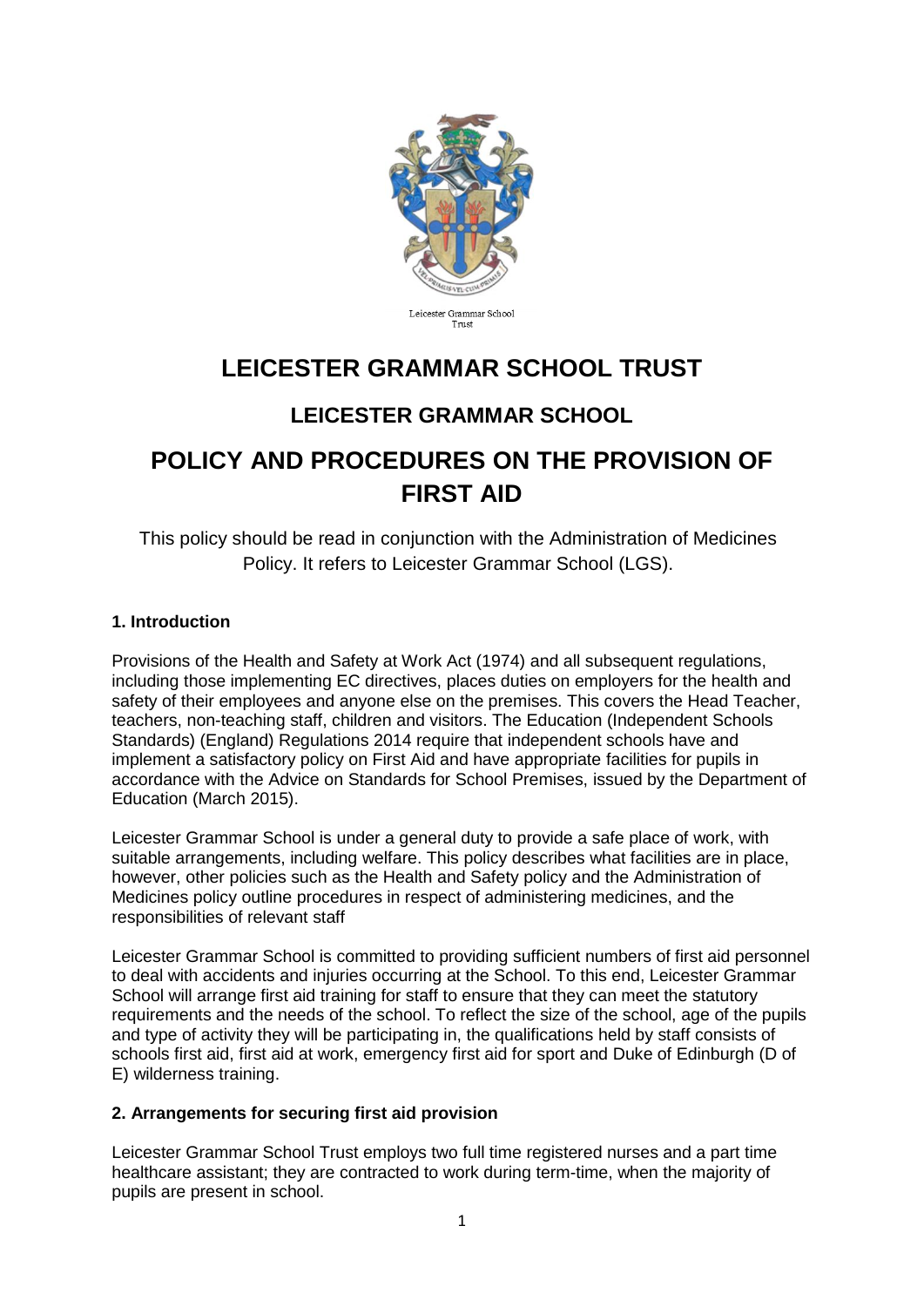Leicester Grammar School Trust

# LEICESTER GRAMMAR SCHOOL TRUST

## LEICESTER GRAMMAR SCHOOL

# POLICY AND PROCEDURES ON THE PROVISION OF FIRST AID

This policy should be read in conjunction with the Administration of Medicines Policy. It refers to Leicester Grammar School (LGS).

### 1. Introduction

Provisions of the Health and Safety at Work Act (1974) and all subsequent regulations, including those implementing EC directives, places duties on employers for the health and safety of their employees and anyone else on the premises. This covers the Head Teacher, teachers, non-teaching staff, children and visitors. The Education (Independent Schools Standards) (England) Regulations 2014 require that independent schools have and implement a satisfactory policy on First Aid and have appropriate facilities for pupils in accordance with the Advice on Standards for School Premises, issued by the Department of Education (March 2015).

Leicester Grammar School is under a general duty to provide a safe place of work, with suitable arrangements, including welfare. This policy describes what facilities are in place, however, other policies such as the Health and Safety policy and the Administration of Medicines policy outline procedures in respect of administering medicines, and the responsibilities of relevant staff

Leicester Grammar School is committed to providing sufficient numbers of first aid personnel to deal with accidents and injuries occurring at the School. To this end, Leicester Grammar School will arrange first aid training for staff to ensure that they can meet the statutory requirements and the needs of the school. To reflect the size of the school, age of the pupils and type of activity they will be participating in, the qualifications held by staff consists of schools first aid, first aid at work, emergency first aid for sport and Duke of Edinburgh (D of E) wilderness training.

### 2. Arrangements for securing first aid provision

Leicester Grammar School Trust employs two full time registered nurses and a part time healthcare assistant; they are contracted to work during term-time, when the majority of pupils are present in school.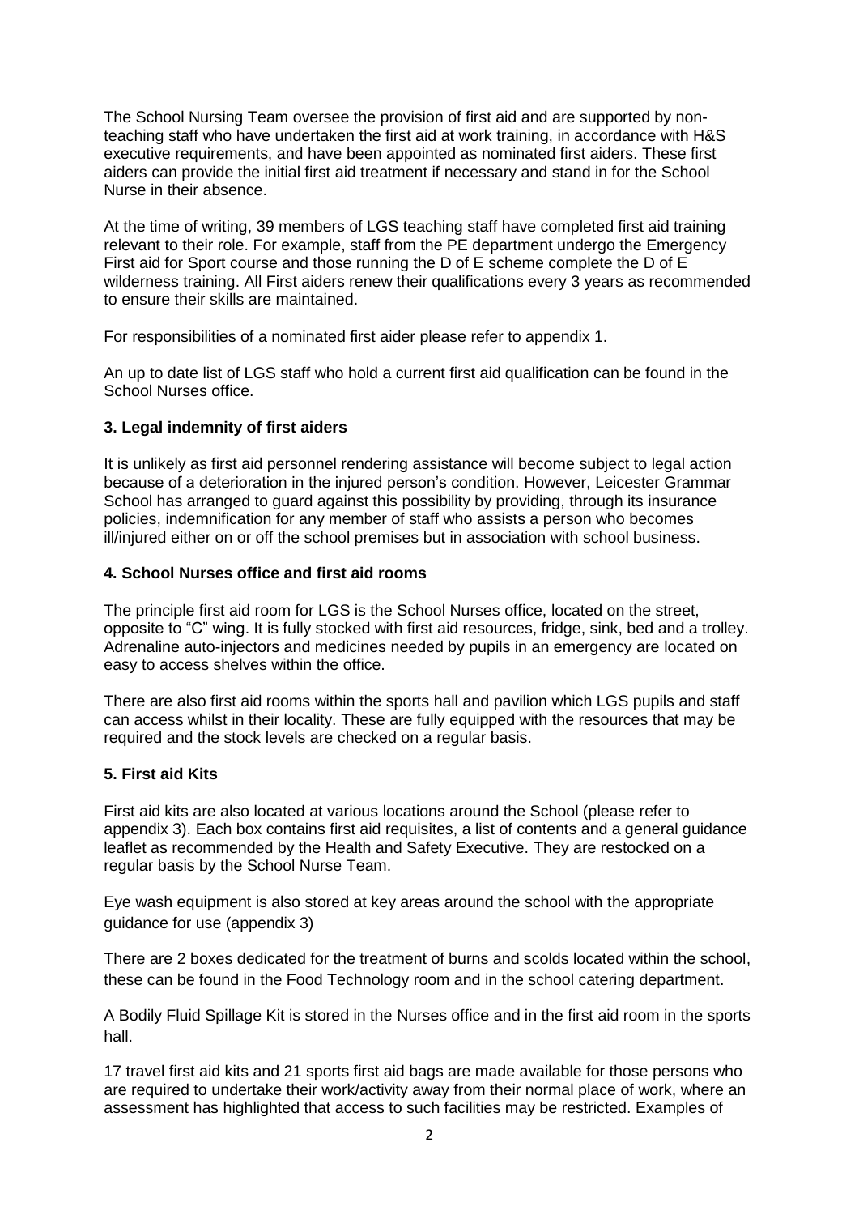The School Nursing Team oversee the provision of first aid and are supported by non-teaching staff who have undertaken the first aid at work training, in accordance with H&S executive requirements, and have been appointed as nominated first aiders. These first aiders can provide the initial first aid treatment if necessary and stand in for the School Nurse in their absence.

At the time of writing, 39 members of LGS teaching staff have completed first aid training relevant to their role. For example, staff from the PE department undergo the Emergency First aid for Sport course and those running the D of E scheme complete the D of E wilderness training. All First aiders renew their qualifications every 3 years as recommended to ensure their skills are maintained.

For responsibilities of a nominated first aider please refer to appendix 1.

An up to date list of LGS staff who hold a current first aid qualification can be found in the School Nurses office.

### 3. Legal indemnity of first aiders

It is unlikely as first aid personnel rendering assistance will become subject to legal action because of a deterioration in the injured person's condition. However, Leicester Grammar School has arranged to guard against this possibility by providing, through its insurance policies, indemnification for any member of staff who assists a person who becomes ill/injured either on or off the school premises but in association with school business.

### 4. School Nurses office and first aid rooms

The principle first aid room for LGS is the School Nurses office, located on the street, opposite to "C" wing. It is fully stocked with first aid resources, fridge, sink, bed and a trolley. Adrenaline auto-injectors and medicines needed by pupils in an emergency are located on easy to access shelves within the office.

There are also first aid rooms within the sports hall and pavilion which LGS pupils and staff can access whilst in their locality. These are fully equipped with the resources that may be required and the stock levels are checked on a regular basis.

### 5. First aid Kits

First aid kits are also located at various locations around the School (please refer to appendix 3). Each box contains first aid requisites, a list of contents and a general guidance leaflet as recommended by the Health and Safety Executive. They are restocked on a regular basis by the School Nurse Team.

Eye wash equipment is also stored at key areas around the school with the appropriate guidance for use (appendix 3)

There are 2 boxes dedicated for the treatment of burns and scolds located within the school, these can be found in the Food Technology room and in the school catering department.

A Bodily Fluid Spillage Kit is stored in the Nurses office and in the first aid room in the sports hall.

17 travel first aid kits and 21 sports first aid bags are made available for those persons who are required to undertake their work/activity away from their normal place of work, where an assessment has highlighted that access to such facilities may be restricted. Examples of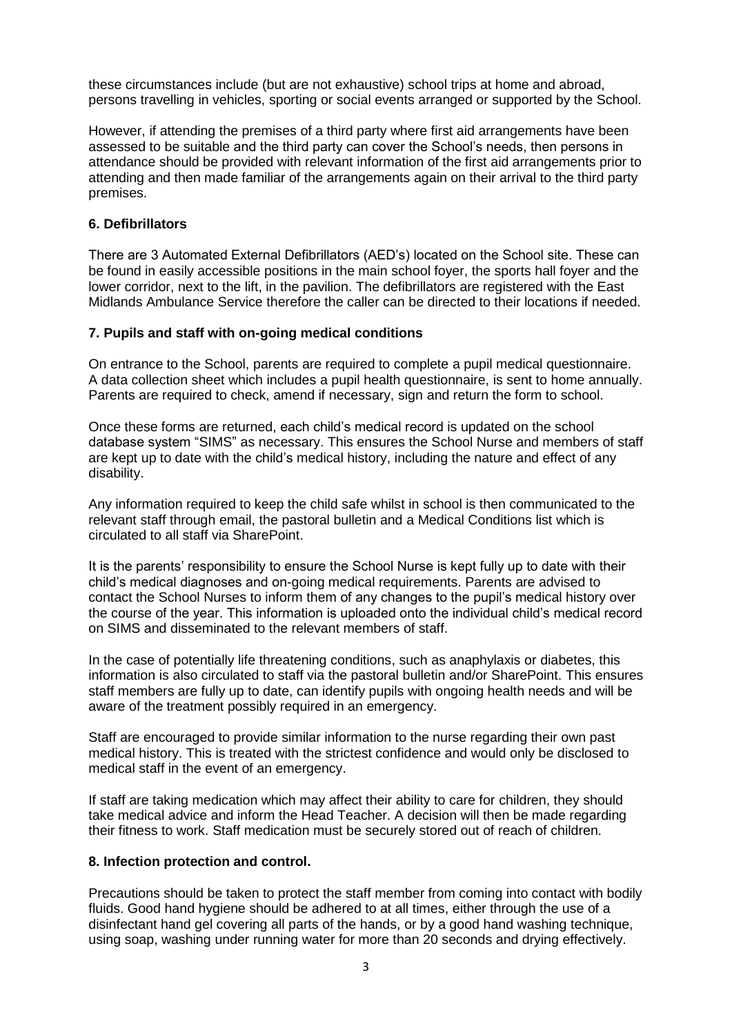these circumstances include (but are not exhaustive) school trips at home and abroad, persons travelling in vehicles, sporting or social events arranged or supported by the School.

However, if attending the premises of a third party where first aid arrangements have been assessed to be suitable and the third party can cover the School's needs, then persons in attendance should be provided with relevant information of the first aid arrangements prior to attending and then made familiar of the arrangements again on their arrival to the third party premises.

### 6. Defibrillators

There are 3 Automated External Defibrillators (AED's) located on the School site. These can be found in easily accessible positions in the main school foyer, the sports hall foyer and the lower corridor, next to the lift, in the pavilion. The defibrillators are registered with the East Midlands Ambulance Service therefore the caller can be directed to their locations if needed.

### 7. Pupils and staff with on-going medical conditions

On entrance to the School, parents are required to complete a pupil medical questionnaire. A data collection sheet which includes a pupil health questionnaire, is sent to home annually. Parents are required to check, amend if necessary, sign and return the form to school.

Once these forms are returned, each child's medical record is updated on the school database system "SIMS" as necessary. This ensures the School Nurse and members of staff are kept up to date with the child's medical history, including the nature and effect of any disability.

Any information required to keep the child safe whilst in school is then communicated to the relevant staff through email, the pastoral bulletin and a Medical Conditions list which is circulated to all staff via SharePoint.

It is the parents' responsibility to ensure the School Nurse is kept fully up to date with their child's medical diagnoses and on-going medical requirements. Parents are advised to contact the School Nurses to inform them of any changes to the pupil's medical history over the course of the year. This information is uploaded onto the individual child's medical record on SIMS and disseminated to the relevant members of staff.

In the case of potentially life threatening conditions, such as anaphylaxis or diabetes, this information is also circulated to staff via the pastoral bulletin and/or SharePoint. This ensures staff members are fully up to date, can identify pupils with ongoing health needs and will be aware of the treatment possibly required in an emergency.

Staff are encouraged to provide similar information to the nurse regarding their own past medical history. This is treated with the strictest confidence and would only be disclosed to medical staff in the event of an emergency.

If staff are taking medication which may affect their ability to care for children, they should take medical advice and inform the Head Teacher. A decision will then be made regarding their fitness to work. Staff medication must be securely stored out of reach of children.

### 8. Infection protection and control.

Precautions should be taken to protect the staff member from coming into contact with bodily fluids. Good hand hygiene should be adhered to at all times, either through the use of a disinfectant hand gel covering all parts of the hands, or by a good hand washing technique, using soap, washing under running water for more than 20 seconds and drying effectively.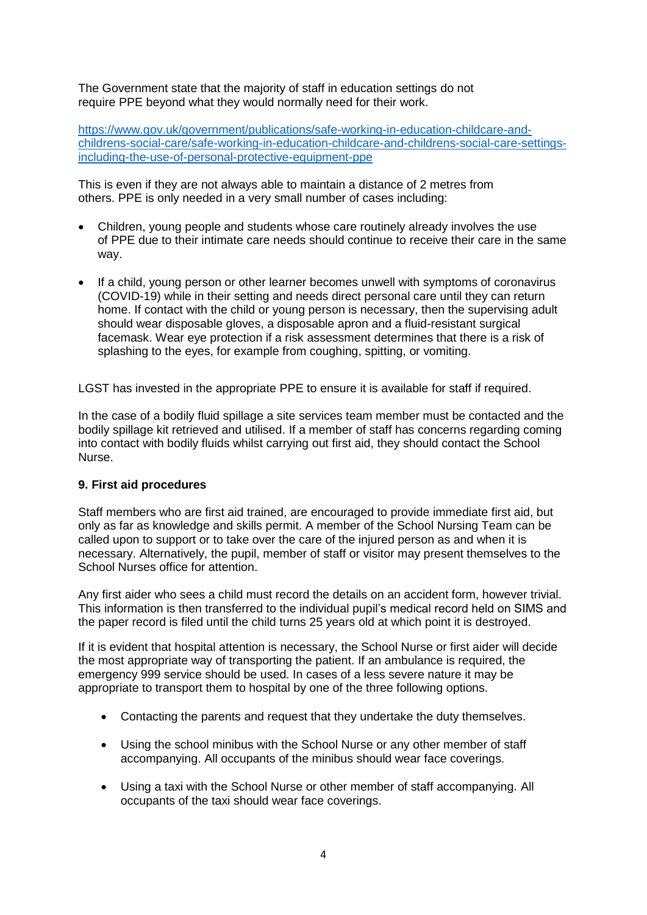The Government state that the majority of staff in education settings do not require PPE beyond what they would normally need for their work.

https://www.gov.uk/government/publications/safe-working-in-education-childcare-and-childrens-social-care/safe-working-in-education-childcare-and-childrens-social-care-settings-including-the-use-of-personal-protective-equipment-ppe

This is even if they are not always able to maintain a distance of 2 metres from others. PPE is only needed in a very small number of cases including:

- Children, young people and students whose care routinely already involves the use of PPE due to their intimate care needs should continue to receive their care in the same way.
- If a child, young person or other learner becomes unwell with symptoms of coronavirus (COVID-19) while in their setting and needs direct personal care until they can return home. If contact with the child or young person is necessary, then the supervising adult should wear disposable gloves, a disposable apron and a fluid-resistant surgical facemask. Wear eye protection if a risk assessment determines that there is a risk of splashing to the eyes, for example from coughing, spitting, or vomiting.

LGST has invested in the appropriate PPE to ensure it is available for staff if required.

In the case of a bodily fluid spillage a site services team member must be contacted and the bodily spillage kit retrieved and utilised. If a member of staff has concerns regarding coming into contact with bodily fluids whilst carrying out first aid, they should contact the School Nurse.

**9. First aid procedures**

Staff members who are first aid trained, are encouraged to provide immediate first aid, but only as far as knowledge and skills permit. A member of the School Nursing Team can be called upon to support or to take over the care of the injured person as and when it is necessary. Alternatively, the pupil, member of staff or visitor may present themselves to the School Nurses office for attention.

Any first aider who sees a child must record the details on an accident form, however trivial. This information is then transferred to the individual pupil's medical record held on SIMS and the paper record is filed until the child turns 25 years old at which point it is destroyed.

If it is evident that hospital attention is necessary, the School Nurse or first aider will decide the most appropriate way of transporting the patient. If an ambulance is required, the emergency 999 service should be used. In cases of a less severe nature it may be appropriate to transport them to hospital by one of the three following options.

- Contacting the parents and request that they undertake the duty themselves.
- Using the school minibus with the School Nurse or any other member of staff accompanying. All occupants of the minibus should wear face coverings.
- Using a taxi with the School Nurse or other member of staff accompanying. All occupants of the taxi should wear face coverings.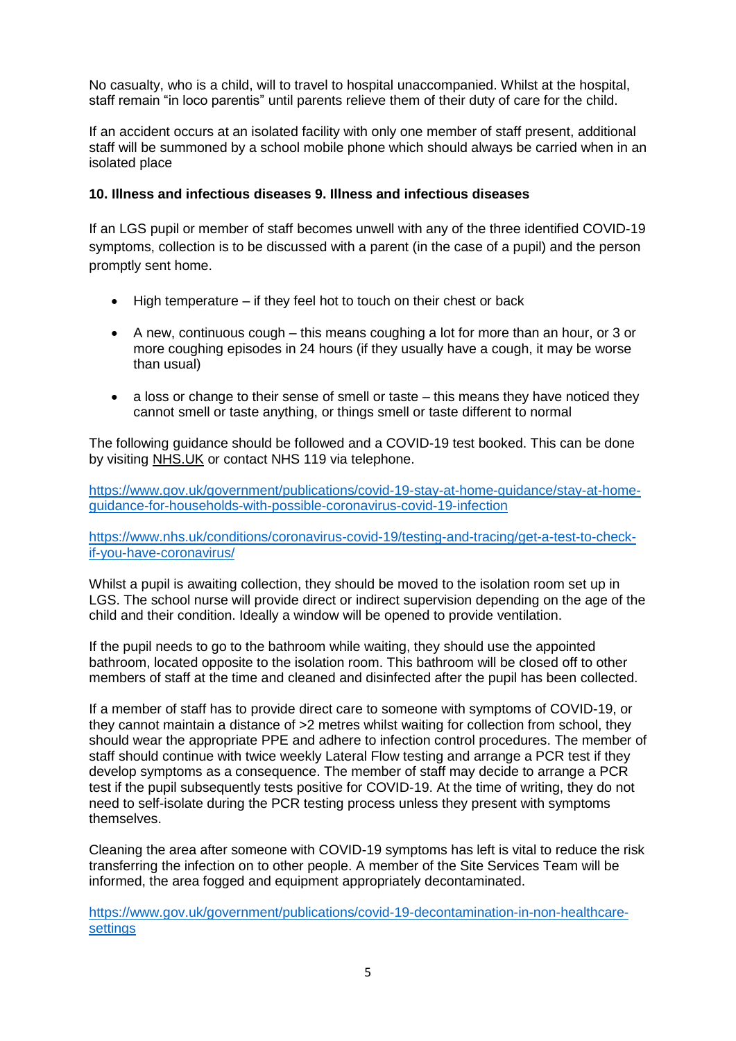No casualty, who is a child, will to travel to hospital unaccompanied. Whilst at the hospital, staff remain "in loco parentis" until parents relieve them of their duty of care for the child.

If an accident occurs at an isolated facility with only one member of staff present, additional staff will be summoned by a school mobile phone which should always be carried when in an isolated place

## 10. Illness and infectious diseases 9. Illness and infectious diseases

If an LGS pupil or member of staff becomes unwell with any of the three identified COVID-19 symptoms, collection is to be discussed with a parent (in the case of a pupil) and the person promptly sent home.

- High temperature – if they feel hot to touch on their chest or back
- A new, continuous cough – this means coughing a lot for more than an hour, or 3 or more coughing episodes in 24 hours (if they usually have a cough, it may be worse than usual)
- a loss or change to their sense of smell or taste – this means they have noticed they cannot smell or taste anything, or things smell or taste different to normal

The following guidance should be followed and a COVID-19 test booked. This can be done by visiting NHS.UK or contact NHS 119 via telephone.

https://www.gov.uk/government/publications/covid-19-stay-at-home-guidance/stay-at-home-guidance-for-households-with-possible-coronavirus-covid-19-infection

https://www.nhs.uk/conditions/coronavirus-covid-19/testing-and-tracing/get-a-test-to-check-if-you-have-coronavirus/

Whilst a pupil is awaiting collection, they should be moved to the isolation room set up in LGS. The school nurse will provide direct or indirect supervision depending on the age of the child and their condition. Ideally a window will be opened to provide ventilation.

If the pupil needs to go to the bathroom while waiting, they should use the appointed bathroom, located opposite to the isolation room. This bathroom will be closed off to other members of staff at the time and cleaned and disinfected after the pupil has been collected.

If a member of staff has to provide direct care to someone with symptoms of COVID-19, or they cannot maintain a distance of >2 metres whilst waiting for collection from school, they should wear the appropriate PPE and adhere to infection control procedures. The member of staff should continue with twice weekly Lateral Flow testing and arrange a PCR test if they develop symptoms as a consequence. The member of staff may decide to arrange a PCR test if the pupil subsequently tests positive for COVID-19. At the time of writing, they do not need to self-isolate during the PCR testing process unless they present with symptoms themselves.

Cleaning the area after someone with COVID-19 symptoms has left is vital to reduce the risk transferring the infection on to other people. A member of the Site Services Team will be informed, the area fogged and equipment appropriately decontaminated.

https://www.gov.uk/government/publications/covid-19-decontamination-in-non-healthcare-settings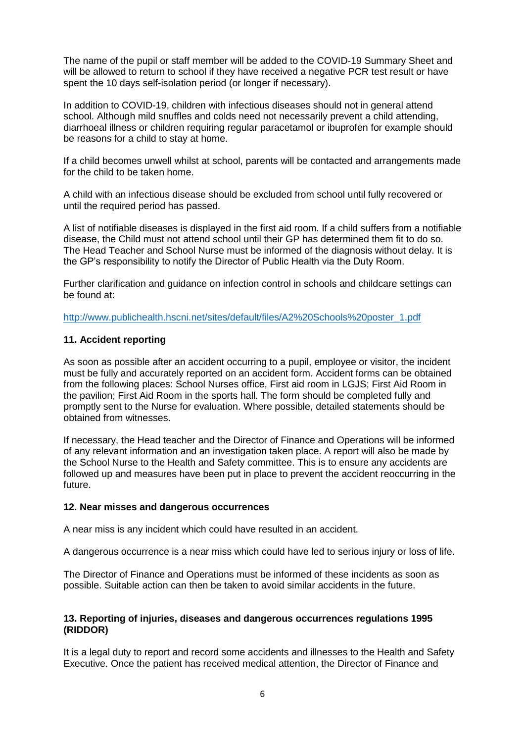The name of the pupil or staff member will be added to the COVID-19 Summary Sheet and will be allowed to return to school if they have received a negative PCR test result or have spent the 10 days self-isolation period (or longer if necessary).

In addition to COVID-19, children with infectious diseases should not in general attend school. Although mild snuffles and colds need not necessarily prevent a child attending, diarrhoeal illness or children requiring regular paracetamol or ibuprofen for example should be reasons for a child to stay at home.

If a child becomes unwell whilst at school, parents will be contacted and arrangements made for the child to be taken home.

A child with an infectious disease should be excluded from school until fully recovered or until the required period has passed.

A list of notifiable diseases is displayed in the first aid room. If a child suffers from a notifiable disease, the Child must not attend school until their GP has determined them fit to do so. The Head Teacher and School Nurse must be informed of the diagnosis without delay. It is the GP's responsibility to notify the Director of Public Health via the Duty Room.

Further clarification and guidance on infection control in schools and childcare settings can be found at:

[http://www.publichealth.hscni.net/sites/default/files/A2%20Schools%20poster_1.pdf](http://www.publichealth.hscni.net/sites/default/files/A2%20Schools%20poster_1.pdf)

## 11. Accident reporting

As soon as possible after an accident occurring to a pupil, employee or visitor, the incident must be fully and accurately reported on an accident form. Accident forms can be obtained from the following places: School Nurses office, First aid room in LGJS; First Aid Room in the pavilion; First Aid Room in the sports hall. The form should be completed fully and promptly sent to the Nurse for evaluation. Where possible, detailed statements should be obtained from witnesses.

If necessary, the Head teacher and the Director of Finance and Operations will be informed of any relevant information and an investigation taken place. A report will also be made by the School Nurse to the Health and Safety committee. This is to ensure any accidents are followed up and measures have been put in place to prevent the accident reoccurring in the future.

## 12. Near misses and dangerous occurrences

A near miss is any incident which could have resulted in an accident.

A dangerous occurrence is a near miss which could have led to serious injury or loss of life.

The Director of Finance and Operations must be informed of these incidents as soon as possible. Suitable action can then be taken to avoid similar accidents in the future.

## 13. Reporting of injuries, diseases and dangerous occurrences regulations 1995 (RIDDOR)

It is a legal duty to report and record some accidents and illnesses to the Health and Safety Executive. Once the patient has received medical attention, the Director of Finance and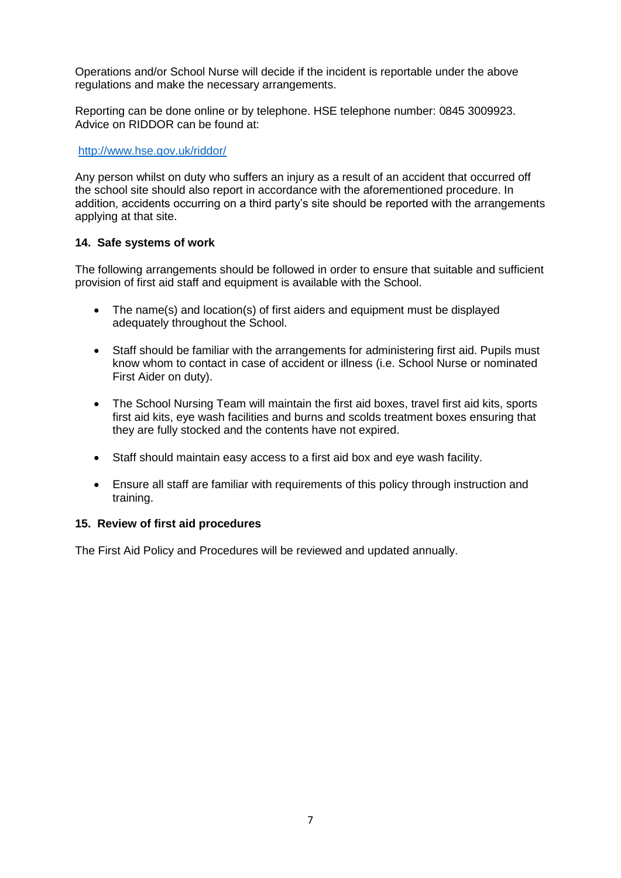Operations and/or School Nurse will decide if the incident is reportable under the above regulations and make the necessary arrangements.

Reporting can be done online or by telephone. HSE telephone number: 0845 3009923. Advice on RIDDOR can be found at:

http://www.hse.gov.uk/riddor/

Any person whilst on duty who suffers an injury as a result of an accident that occurred off the school site should also report in accordance with the aforementioned procedure. In addition, accidents occurring on a third party's site should be reported with the arrangements applying at that site.

**14. Safe systems of work**

The following arrangements should be followed in order to ensure that suitable and sufficient provision of first aid staff and equipment is available with the School.

- The name(s) and location(s) of first aiders and equipment must be displayed adequately throughout the School.
- Staff should be familiar with the arrangements for administering first aid. Pupils must know whom to contact in case of accident or illness (i.e. School Nurse or nominated First Aider on duty).
- The School Nursing Team will maintain the first aid boxes, travel first aid kits, sports first aid kits, eye wash facilities and burns and scolds treatment boxes ensuring that they are fully stocked and the contents have not expired.
- Staff should maintain easy access to a first aid box and eye wash facility.
- Ensure all staff are familiar with requirements of this policy through instruction and training.

**15. Review of first aid procedures**

The First Aid Policy and Procedures will be reviewed and updated annually.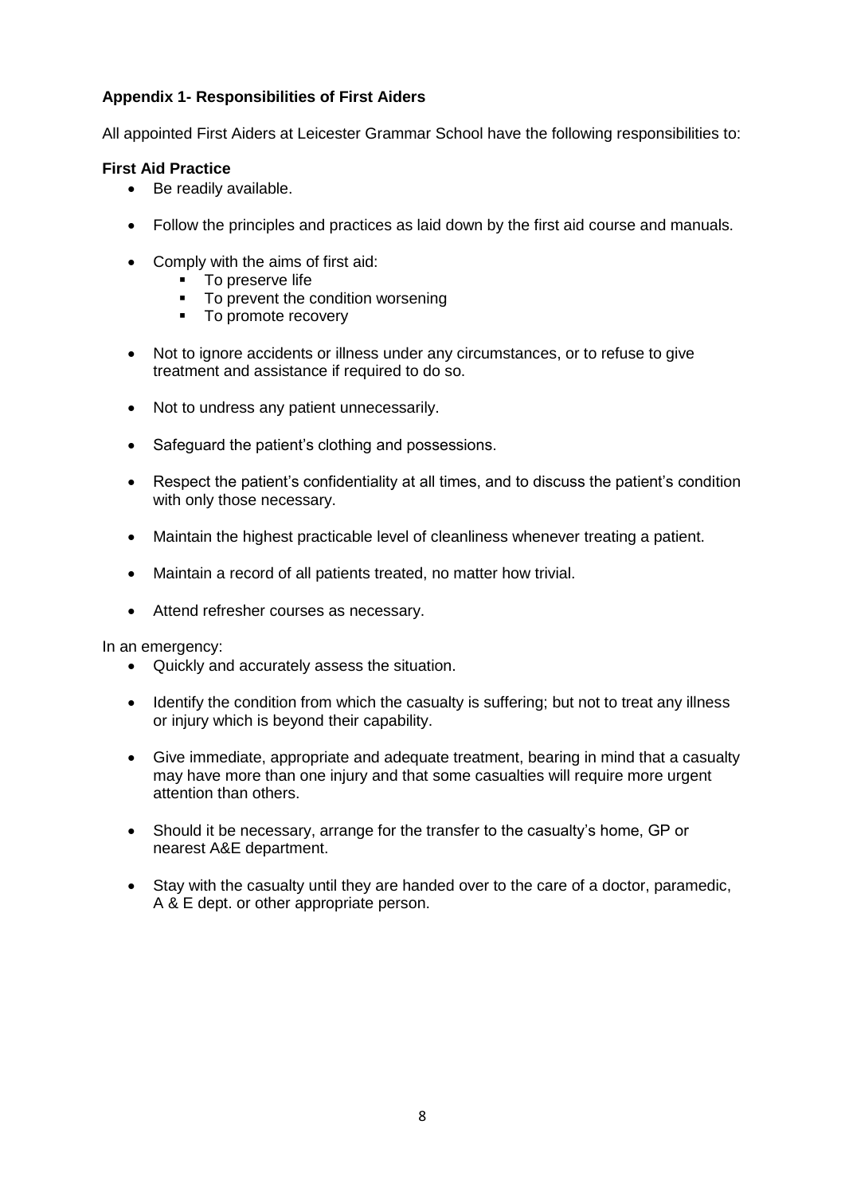### Appendix 1- Responsibilities of First Aiders

All appointed First Aiders at Leicester Grammar School have the following responsibilities to:

**First Aid Practice**

- Be readily available.
- Follow the principles and practices as laid down by the first aid course and manuals.
- Comply with the aims of first aid:
  - To preserve life
  - To prevent the condition worsening
  - To promote recovery
- Not to ignore accidents or illness under any circumstances, or to refuse to give treatment and assistance if required to do so.
- Not to undress any patient unnecessarily.
- Safeguard the patient's clothing and possessions.
- Respect the patient's confidentiality at all times, and to discuss the patient's condition with only those necessary.
- Maintain the highest practicable level of cleanliness whenever treating a patient.
- Maintain a record of all patients treated, no matter how trivial.
- Attend refresher courses as necessary.

In an emergency:

- Quickly and accurately assess the situation.
- Identify the condition from which the casualty is suffering; but not to treat any illness or injury which is beyond their capability.
- Give immediate, appropriate and adequate treatment, bearing in mind that a casualty may have more than one injury and that some casualties will require more urgent attention than others.
- Should it be necessary, arrange for the transfer to the casualty's home, GP or nearest A&E department.
- Stay with the casualty until they are handed over to the care of a doctor, paramedic, A & E dept. or other appropriate person.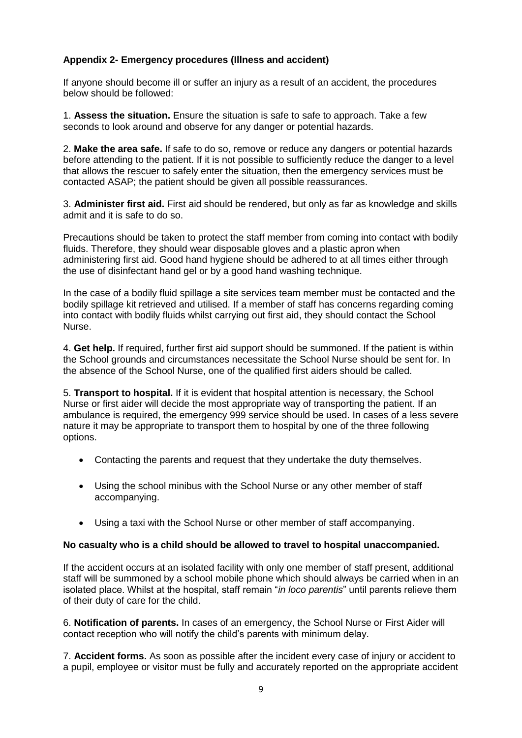**Appendix 2- Emergency procedures (Illness and accident)**

If anyone should become ill or suffer an injury as a result of an accident, the procedures below should be followed:

1. **Assess the situation.** Ensure the situation is safe to safe to approach. Take a few seconds to look around and observe for any danger or potential hazards.

2. **Make the area safe.** If safe to do so, remove or reduce any dangers or potential hazards before attending to the patient. If it is not possible to sufficiently reduce the danger to a level that allows the rescuer to safely enter the situation, then the emergency services must be contacted ASAP; the patient should be given all possible reassurances.

3. **Administer first aid.** First aid should be rendered, but only as far as knowledge and skills admit and it is safe to do so.

Precautions should be taken to protect the staff member from coming into contact with bodily fluids. Therefore, they should wear disposable gloves and a plastic apron when administering first aid. Good hand hygiene should be adhered to at all times either through the use of disinfectant hand gel or by a good hand washing technique.

In the case of a bodily fluid spillage a site services team member must be contacted and the bodily spillage kit retrieved and utilised. If a member of staff has concerns regarding coming into contact with bodily fluids whilst carrying out first aid, they should contact the School Nurse.

4. **Get help.** If required, further first aid support should be summoned. If the patient is within the School grounds and circumstances necessitate the School Nurse should be sent for. In the absence of the School Nurse, one of the qualified first aiders should be called.

5. **Transport to hospital.** If it is evident that hospital attention is necessary, the School Nurse or first aider will decide the most appropriate way of transporting the patient. If an ambulance is required, the emergency 999 service should be used. In cases of a less severe nature it may be appropriate to transport them to hospital by one of the three following options.

- Contacting the parents and request that they undertake the duty themselves.
- Using the school minibus with the School Nurse or any other member of staff accompanying.
- Using a taxi with the School Nurse or other member of staff accompanying.

**No casualty who is a child should be allowed to travel to hospital unaccompanied.**

If the accident occurs at an isolated facility with only one member of staff present, additional staff will be summoned by a school mobile phone which should always be carried when in an isolated place. Whilst at the hospital, staff remain "*in loco parentis*" until parents relieve them of their duty of care for the child.

6. **Notification of parents.** In cases of an emergency, the School Nurse or First Aider will contact reception who will notify the child's parents with minimum delay.

7. **Accident forms.** As soon as possible after the incident every case of injury or accident to a pupil, employee or visitor must be fully and accurately reported on the appropriate accident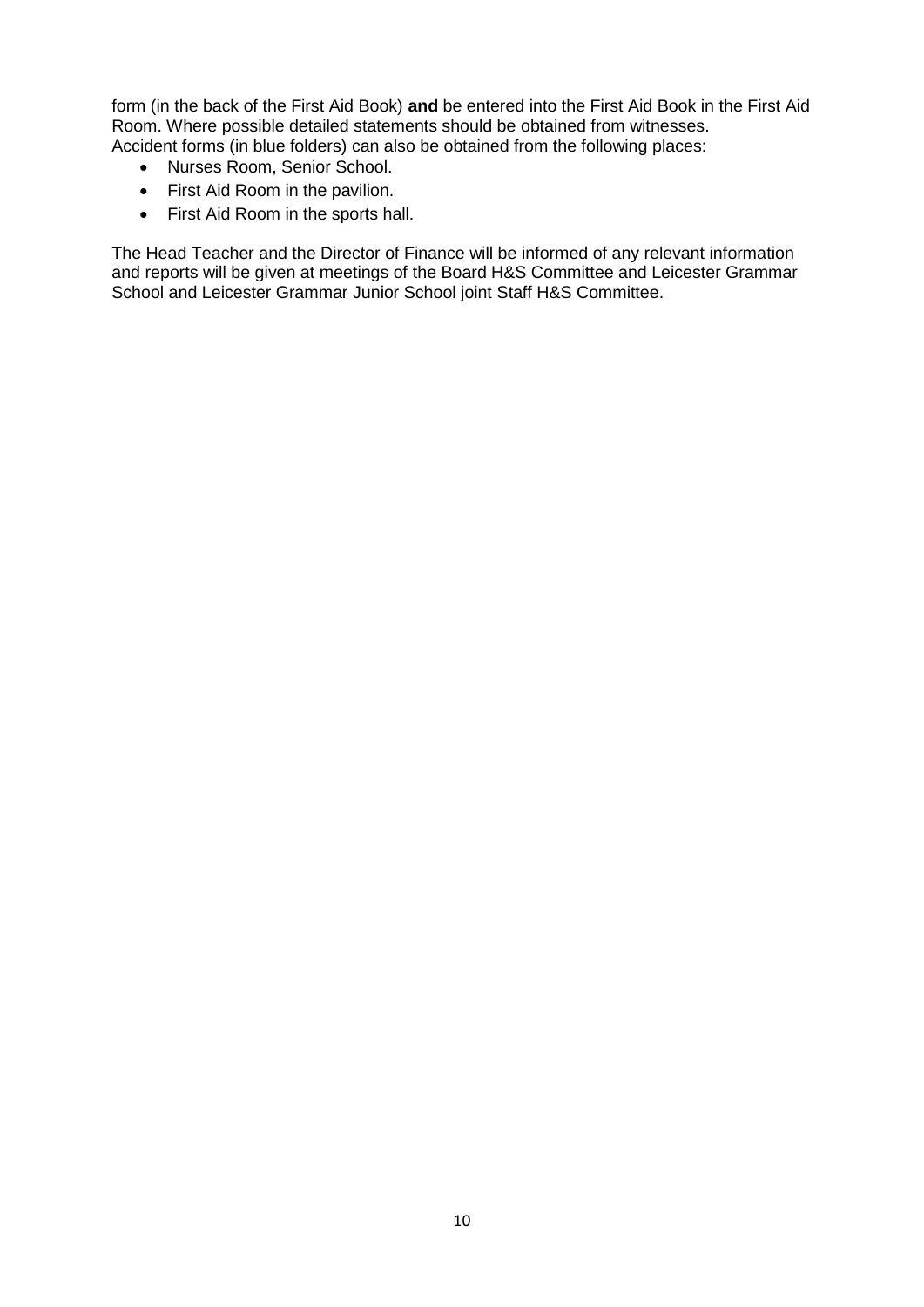form (in the back of the First Aid Book) **and** be entered into the First Aid Book in the First Aid Room. Where possible detailed statements should be obtained from witnesses.
Accident forms (in blue folders) can also be obtained from the following places:

- Nurses Room, Senior School.
- First Aid Room in the pavilion.
- First Aid Room in the sports hall.

The Head Teacher and the Director of Finance will be informed of any relevant information and reports will be given at meetings of the Board H&S Committee and Leicester Grammar School and Leicester Grammar Junior School joint Staff H&S Committee.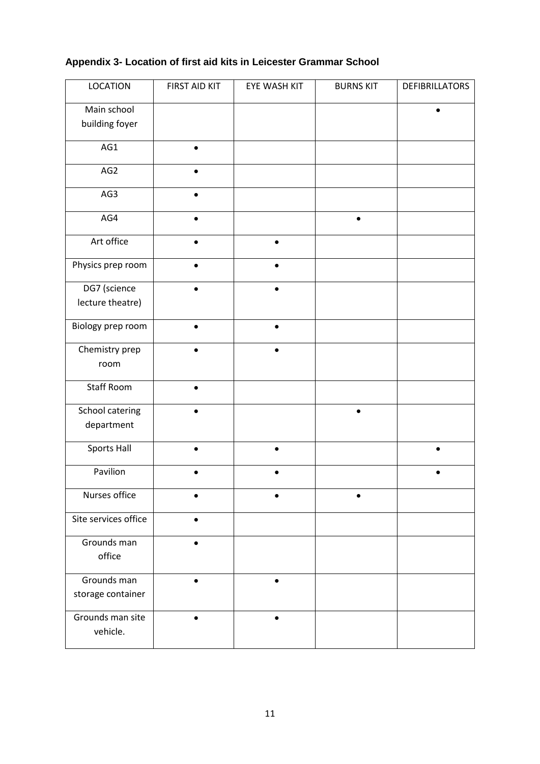## Appendix 3- Location of first aid kits in Leicester Grammar School

| LOCATION | FIRST AID KIT | EYE WASH KIT | BURNS KIT | DEFIBRILLATORS |
|---|---|---|---|---|
| Main school building foyer | | | | • |
| AG1 | • | | | |
| AG2 | • | | | |
| AG3 | • | | | |
| AG4 | • | | • | |
| Art office | • | • | | |
| Physics prep room | • | • | | |
| DG7 (science lecture theatre) | • | • | | |
| Biology prep room | • | • | | |
| Chemistry prep room | • | • | | |
| Staff Room | • | | | |
| School catering department | • | | • | |
| Sports Hall | • | • | | • |
| Pavilion | • | • | | • |
| Nurses office | • | • | • | |
| Site services office | • | | | |
| Grounds man office | • | | | |
| Grounds man storage container | • | • | | |
| Grounds man site vehicle. | • | • | | |